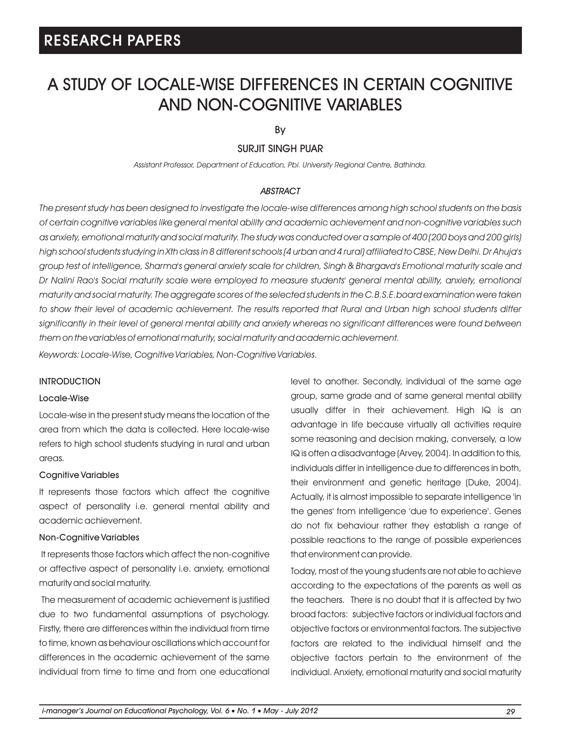RESEARCH PAPERS

# A STUDY OF LOCALE-WISE DIFFERENCES IN CERTAIN COGNITIVE AND NON-COGNITIVE VARIABLES

By

SURJIT SINGH PUAR

*Assistant Professor, Department of Education, Pbi. University Regional Centre, Bathinda.*

## ABSTRACT

*The present study has been designed to investigate the locale-wise differences among high school students on the basis of certain cognitive variables like general mental ability and academic achievement and non-cognitive variables such as anxiety, emotional maturity and social maturity. The study was conducted over a sample of 400 (200 boys and 200 girls) high school students studying in Xth class in 8 different schools (4 urban and 4 rural) affiliated to CBSE, New Delhi. Dr Ahuja's group test of intelligence, Sharma's general anxiety scale for children, Singh & Bhargava's Emotional maturity scale and Dr Nalini Rao's Social maturity scale were employed to measure students' general mental ability, anxiety, emotional maturity and social maturity. The aggregate scores of the selected students in the C.B.S.E. board examination were taken to show their level of academic achievement. The results reported that Rural and Urban high school students differ significantly in their level of general mental ability and anxiety whereas no significant differences were found between them on the variables of emotional maturity, social maturity and academic achievement.*

*Keywords: Locale-Wise, Cognitive Variables, Non-Cognitive Variables.*

## INTRODUCTION

### Locale-Wise

Locale-wise in the present study means the location of the area from which the data is collected. Here locale-wise refers to high school students studying in rural and urban areas.

### Cognitive Variables

It represents those factors which affect the cognitive aspect of personality i.e. general mental ability and academic achievement.

### Non-Cognitive Variables

It represents those factors which affect the non-cognitive or affective aspect of personality i.e. anxiety, emotional maturity and social maturity.

The measurement of academic achievement is justified due to two fundamental assumptions of psychology. Firstly, there are differences within the individual from time to time, known as behaviour oscillations which account for differences in the academic achievement of the same individual from time to time and from one educational level to another. Secondly, individual of the same age group, same grade and of same general mental ability usually differ in their achievement. High IQ is an advantage in life because virtually all activities require some reasoning and decision making, conversely, a low IQ is often a disadvantage (Arvey, 2004). In addition to this, individuals differ in intelligence due to differences in both, their environment and genetic heritage (Duke, 2004). Actually, it is almost impossible to separate intelligence 'in the genes' from intelligence 'due to experience'. Genes do not fix behaviour rather they establish a range of possible reactions to the range of possible experiences that environment can provide.

Today, most of the young students are not able to achieve according to the expectations of the parents as well as the teachers. There is no doubt that it is affected by two broad factors: subjective factors or individual factors and objective factors or environmental factors. The subjective factors are related to the individual himself and the objective factors pertain to the environment of the individual. Anxiety, emotional maturity and social maturity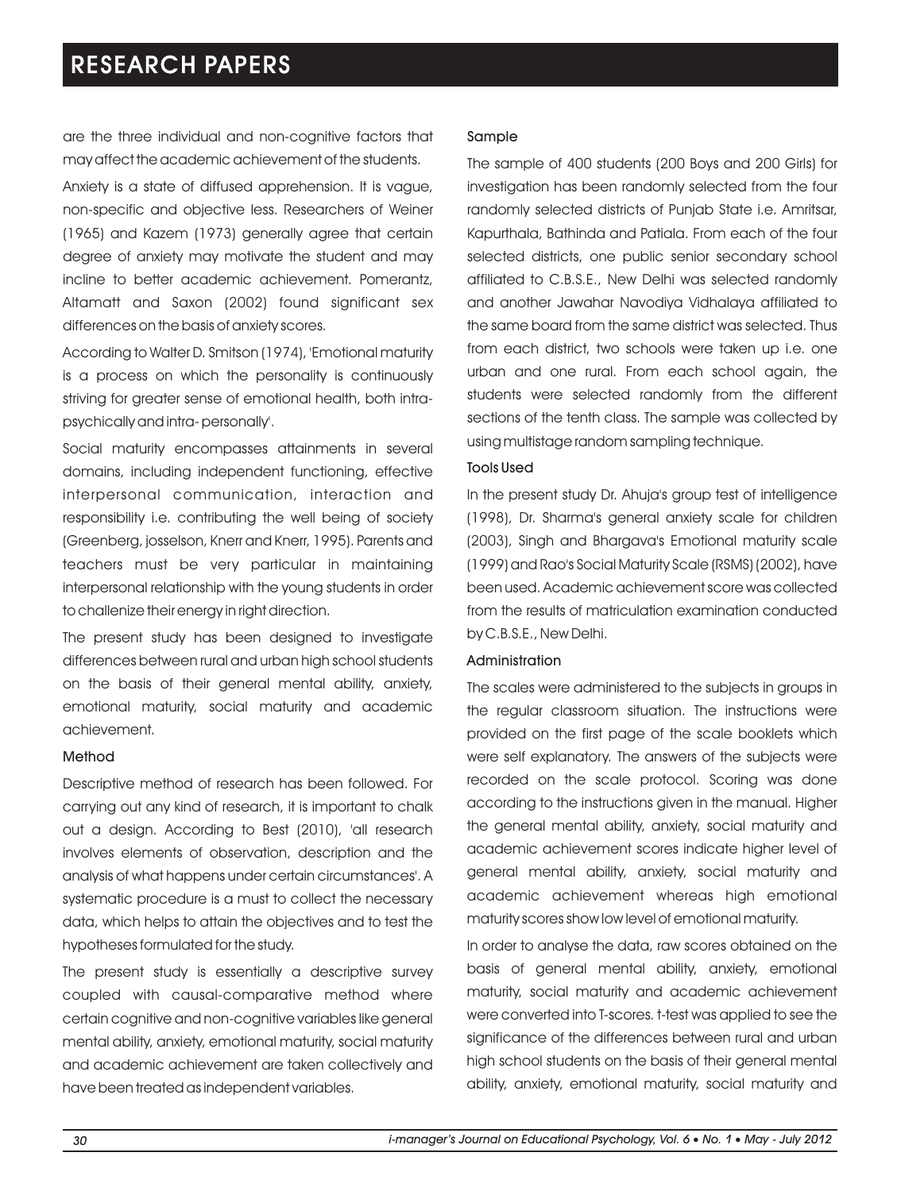are the three individual and non-cognitive factors that may affect the academic achievement of the students.

Anxiety is a state of diffused apprehension. It is vague, non-specific and objective less. Researchers of Weiner (1965) and Kazem (1973) generally agree that certain degree of anxiety may motivate the student and may incline to better academic achievement. Pomerantz, Altamatt and Saxon (2002) found significant sex differences on the basis of anxiety scores.

According to Walter D. Smitson (1974), 'Emotional maturity is a process on which the personality is continuously striving for greater sense of emotional health, both intra-psychically and intra- personally'.

Social maturity encompasses attainments in several domains, including independent functioning, effective interpersonal communication, interaction and responsibility i.e. contributing the well being of society (Greenberg, josselson, Knerr and Knerr, 1995). Parents and teachers must be very particular in maintaining interpersonal relationship with the young students in order to challenize their energy in right direction.

The present study has been designed to investigate differences between rural and urban high school students on the basis of their general mental ability, anxiety, emotional maturity, social maturity and academic achievement.

### Method

Descriptive method of research has been followed. For carrying out any kind of research, it is important to chalk out a design. According to Best (2010), 'all research involves elements of observation, description and the analysis of what happens under certain circumstances'. A systematic procedure is a must to collect the necessary data, which helps to attain the objectives and to test the hypotheses formulated for the study.

The present study is essentially a descriptive survey coupled with causal-comparative method where certain cognitive and non-cognitive variables like general mental ability, anxiety, emotional maturity, social maturity and academic achievement are taken collectively and have been treated as independent variables.

### Sample

The sample of 400 students (200 Boys and 200 Girls) for investigation has been randomly selected from the four randomly selected districts of Punjab State i.e. Amritsar, Kapurthala, Bathinda and Patiala. From each of the four selected districts, one public senior secondary school affiliated to C.B.S.E., New Delhi was selected randomly and another Jawahar Navodiya Vidhalaya affiliated to the same board from the same district was selected. Thus from each district, two schools were taken up i.e. one urban and one rural. From each school again, the students were selected randomly from the different sections of the tenth class. The sample was collected by using multistage random sampling technique.

### Tools Used

In the present study Dr. Ahuja's group test of intelligence (1998), Dr. Sharma's general anxiety scale for children (2003), Singh and Bhargava's Emotional maturity scale (1999) and Rao's Social Maturity Scale (RSMS) (2002), have been used. Academic achievement score was collected from the results of matriculation examination conducted by C.B.S.E., New Delhi.

### Administration

The scales were administered to the subjects in groups in the regular classroom situation. The instructions were provided on the first page of the scale booklets which were self explanatory. The answers of the subjects were recorded on the scale protocol. Scoring was done according to the instructions given in the manual. Higher the general mental ability, anxiety, social maturity and academic achievement scores indicate higher level of general mental ability, anxiety, social maturity and academic achievement whereas high emotional maturity scores show low level of emotional maturity.

In order to analyse the data, raw scores obtained on the basis of general mental ability, anxiety, emotional maturity, social maturity and academic achievement were converted into T-scores. t-test was applied to see the significance of the differences between rural and urban high school students on the basis of their general mental ability, anxiety, emotional maturity, social maturity and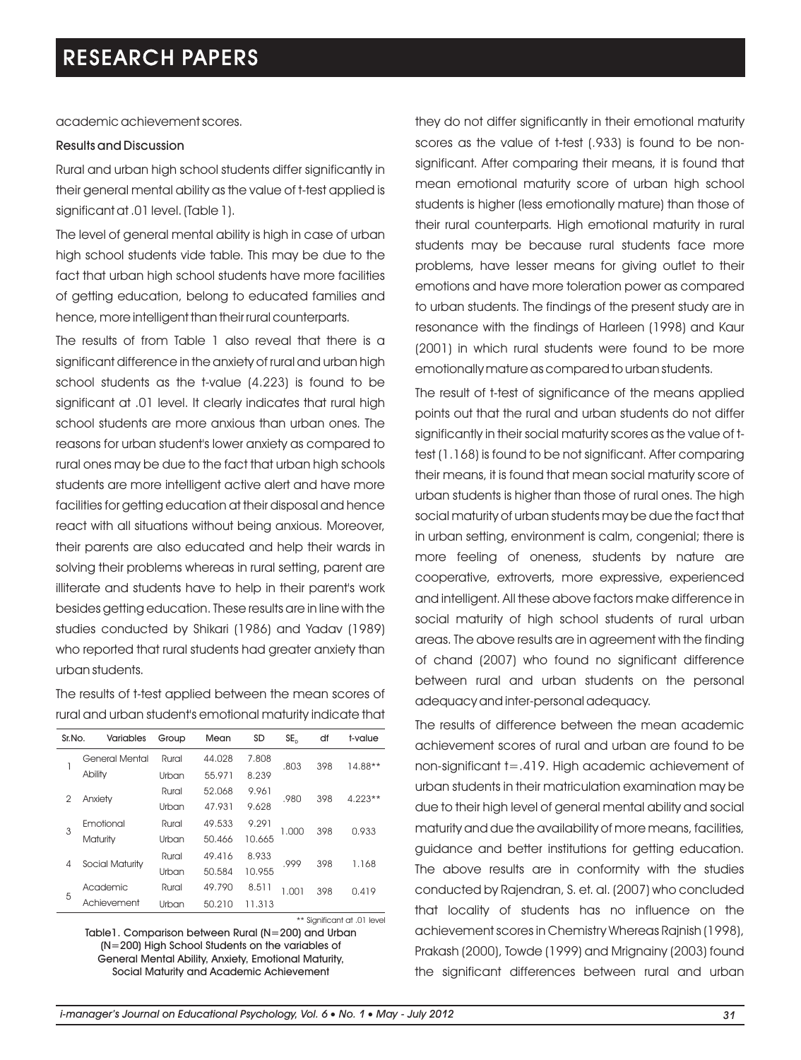academic achievement scores.

### Results and Discussion

Rural and urban high school students differ significantly in their general mental ability as the value of t-test applied is significant at .01 level. (Table 1).

The level of general mental ability is high in case of urban high school students vide table. This may be due to the fact that urban high school students have more facilities of getting education, belong to educated families and hence, more intelligent than their rural counterparts.

The results of from Table 1 also reveal that there is a significant difference in the anxiety of rural and urban high school students as the t-value (4.223) is found to be significant at .01 level. It clearly indicates that rural high school students are more anxious than urban ones. The reasons for urban student's lower anxiety as compared to rural ones may be due to the fact that urban high schools students are more intelligent active alert and have more facilities for getting education at their disposal and hence react with all situations without being anxious. Moreover, their parents are also educated and help their wards in solving their problems whereas in rural setting, parent are illiterate and students have to help in their parent's work besides getting education. These results are in line with the studies conducted by Shikari (1986) and Yadav (1989) who reported that rural students had greater anxiety than urban students.

The results of t-test applied between the mean scores of rural and urban student's emotional maturity indicate that they do not differ significantly in their emotional maturity scores as the value of t-test (.933) is found to be non-significant. After comparing their means, it is found that mean emotional maturity score of urban high school students is higher (less emotionally mature) than those of their rural counterparts. High emotional maturity in rural students may be because rural students face more problems, have lesser means for giving outlet to their emotions and have more toleration power as compared to urban students. The findings of the present study are in resonance with the findings of Harleen (1998) and Kaur (2001) in which rural students were found to be more emotionally mature as compared to urban students.

The result of t-test of significance of the means applied points out that the rural and urban students do not differ significantly in their social maturity scores as the value of t-test (1.168) is found to be not significant. After comparing their means, it is found that mean social maturity score of urban students is higher than those of rural ones. The high social maturity of urban students may be due the fact that in urban setting, environment is calm, congenial; there is more feeling of oneness, students by nature are cooperative, extroverts, more expressive, experienced and intelligent. All these above factors make difference in social maturity of high school students of rural urban areas. The above results are in agreement with the finding of chand (2007) who found no significant difference between rural and urban students on the personal adequacy and inter-personal adequacy.

The results of difference between the mean academic achievement scores of rural and urban are found to be non-significant t=.419. High academic achievement of urban students in their matriculation examination may be due to their high level of general mental ability and social maturity and due the availability of more means, facilities, guidance and better institutions for getting education. The above results are in conformity with the studies conducted by Rajendran, S. et. al. (2007) who concluded that locality of students has no influence on the achievement scores in Chemistry Whereas Rajnish (1998), Prakash (2000), Towde (1999) and Mrignainy (2003) found the significant differences between rural and urban

| Sr.No. | Variables | Group | Mean | SD | $SE_D$ | df | t-value |
|---|---|---|---|---|---|---|---|
| 1 | General Mental Ability | Rural | 44.028 | 7.808 | .803 | 398 | 14.88** |
| | | Urban | 55.971 | 8.239 | | | |
| 2 | Anxiety | Rural | 52.068 | 9.961 | .980 | 398 | 4.223** |
| | | Urban | 47.931 | 9.628 | | | |
| 3 | Emotional Maturity | Rural | 49.533 | 9.291 | 1.000 | 398 | 0.933 |
| | | Urban | 50.466 | 10.665 | | | |
| 4 | Social Maturity | Rural | 49.416 | 8.933 | .999 | 398 | 1.168 |
| | | Urban | 50.584 | 10.955 | | | |
| 5 | Academic Achievement | Rural | 49.790 | 8.511 | 1.001 | 398 | 0.419 |
| | | Urban | 50.210 | 11.313 | | | |

** Significant at .01 level

Table1. Comparison between Rural (N=200) and Urban (N=200) High School Students on the variables of General Mental Ability, Anxiety, Emotional Maturity, Social Maturity and Academic Achievement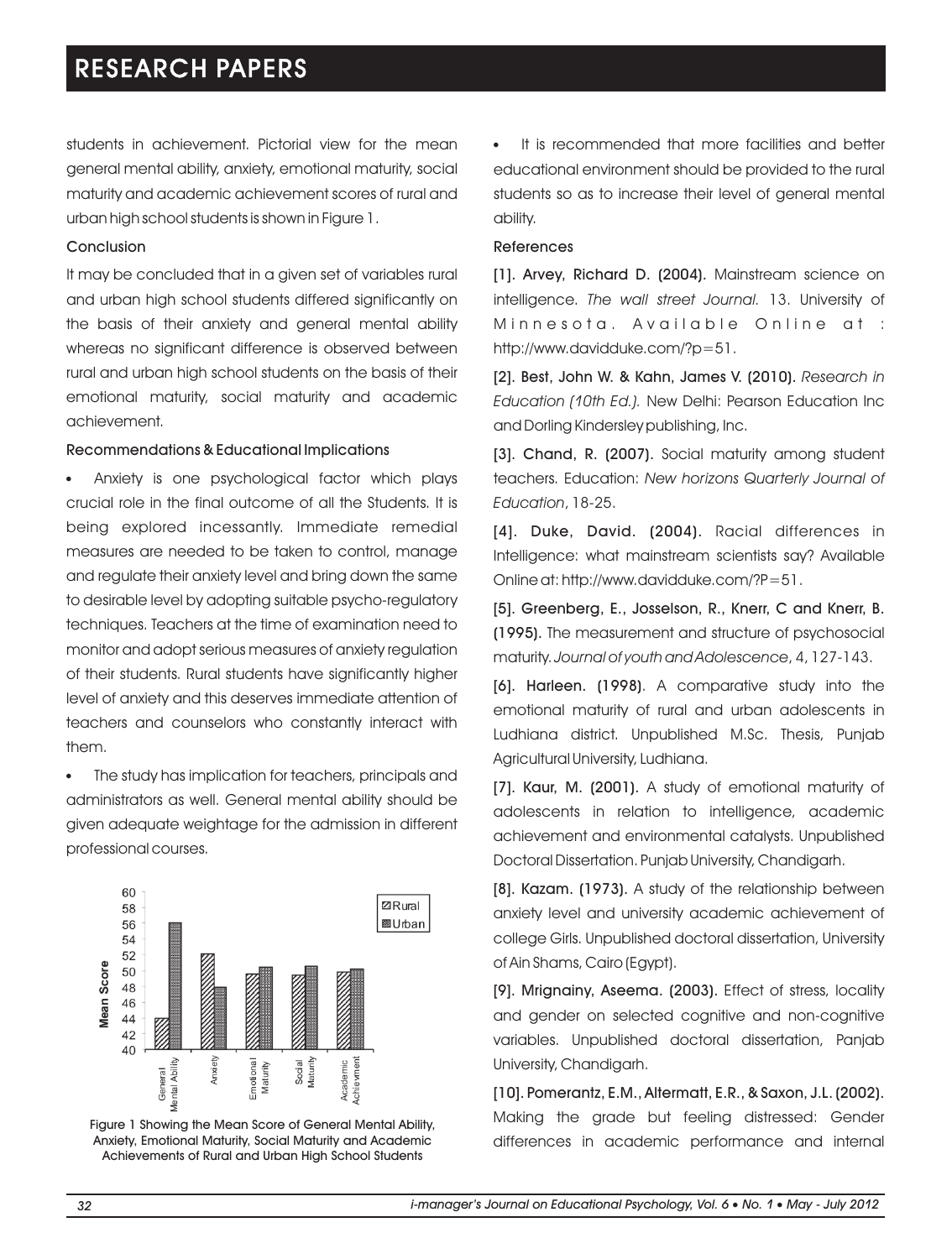students in achievement. Pictorial view for the mean general mental ability, anxiety, emotional maturity, social maturity and academic achievement scores of rural and urban high school students is shown in Figure 1.

### Conclusion

It may be concluded that in a given set of variables rural and urban high school students differed significantly on the basis of their anxiety and general mental ability whereas no significant difference is observed between rural and urban high school students on the basis of their emotional maturity, social maturity and academic achievement.

### Recommendations & Educational Implications

- Anxiety is one psychological factor which plays crucial role in the final outcome of all the Students. It is being explored incessantly. Immediate remedial measures are needed to be taken to control, manage and regulate their anxiety level and bring down the same to desirable level by adopting suitable psycho-regulatory techniques. Teachers at the time of examination need to monitor and adopt serious measures of anxiety regulation of their students. Rural students have significantly higher level of anxiety and this deserves immediate attention of teachers and counselors who constantly interact with them.
- The study has implication for teachers, principals and administrators as well. General mental ability should be given adequate weightage for the admission in different professional courses.

Figure 1 Showing the Mean Score of General Mental Ability, Anxiety, Emotional Maturity, Social Maturity and Academic Achievements of Rural and Urban High School Students

- It is recommended that more facilities and better educational environment should be provided to the rural students so as to increase their level of general mental ability.

### References

**[1]. Arvey, Richard D. (2004).** Mainstream science on intelligence. *The wall street Journal.* 13. University of Minnesota. Available Online at : http://www.davidduke.com/?p=51.

**[2]. Best, John W. & Kahn, James V. (2010).** *Research in Education (10th Ed.).* New Delhi: Pearson Education Inc and Dorling Kindersley publishing, Inc.

**[3]. Chand, R. (2007).** Social maturity among student teachers. Education: *New horizons Quarterly Journal of Education*, 18-25.

**[4]. Duke, David. (2004).** Racial differences in Intelligence: what mainstream scientists say? Available Online at: http://www.davidduke.com/?P=51.

**[5]. Greenberg, E., Josselson, R., Knerr, C and Knerr, B. (1995).** The measurement and structure of psychosocial maturity. *Journal of youth and Adolescence*, 4, 127-143.

**[6]. Harleen. (1998).** A comparative study into the emotional maturity of rural and urban adolescents in Ludhiana district. Unpublished M.Sc. Thesis, Punjab Agricultural University, Ludhiana.

**[7]. Kaur, M. (2001).** A study of emotional maturity of adolescents in relation to intelligence, academic achievement and environmental catalysts. Unpublished Doctoral Dissertation. Punjab University, Chandigarh.

**[8]. Kazam. (1973).** A study of the relationship between anxiety level and university academic achievement of college Girls. Unpublished doctoral dissertation, University of Ain Shams, Cairo (Egypt).

**[9]. Mrignainy, Aseema. (2003).** Effect of stress, locality and gender on selected cognitive and non-cognitive variables. Unpublished doctoral dissertation, Panjab University, Chandigarh.

**[10]. Pomerantz, E.M., Altermatt, E.R., & Saxon, J.L. (2002).** Making the grade but feeling distressed: Gender differences in academic performance and internal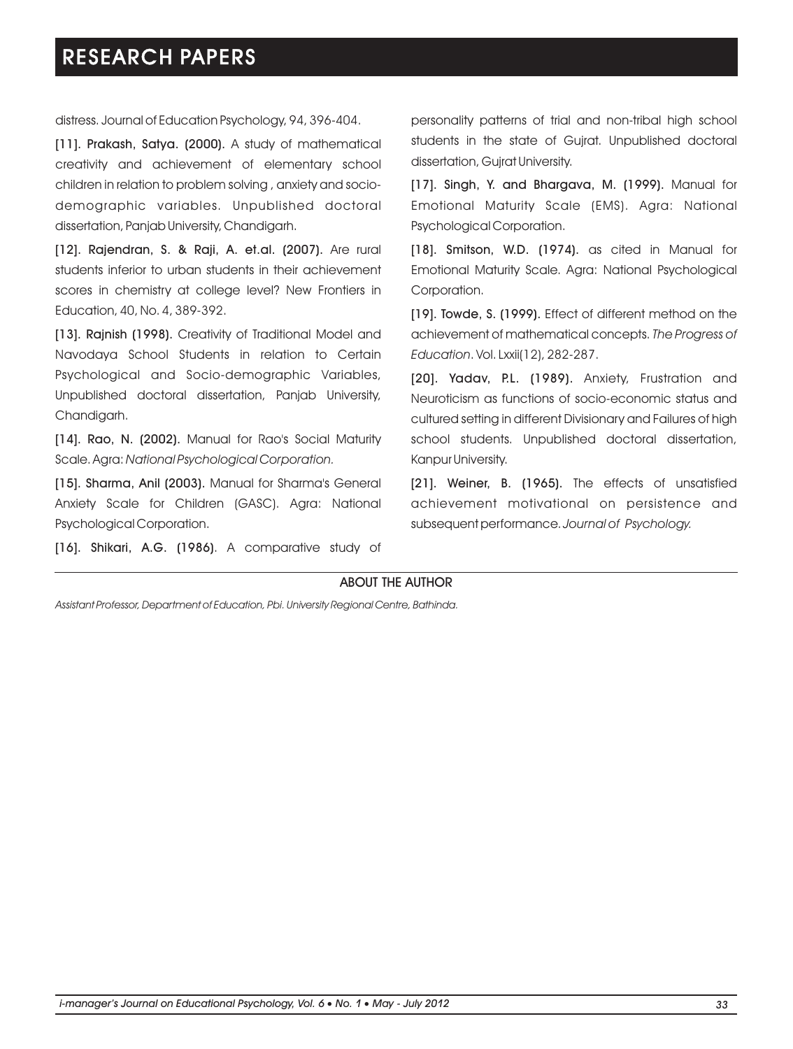distress. Journal of Education Psychology, 94, 396-404.

**[11]. Prakash, Satya. (2000).** A study of mathematical creativity and achievement of elementary school children in relation to problem solving , anxiety and socio-demographic variables. Unpublished doctoral dissertation, Panjab University, Chandigarh.

**[12]. Rajendran, S. & Raji, A. et.al. (2007).** Are rural students inferior to urban students in their achievement scores in chemistry at college level? New Frontiers in Education, 40, No. 4, 389-392.

**[13]. Rajnish (1998).** Creativity of Traditional Model and Navodaya School Students in relation to Certain Psychological and Socio-demographic Variables, Unpublished doctoral dissertation, Panjab University, Chandigarh.

**[14]. Rao, N. (2002).** Manual for Rao's Social Maturity Scale. Agra: *National Psychological Corporation.*

**[15]. Sharma, Anil (2003).** Manual for Sharma's General Anxiety Scale for Children (GASC). Agra: National Psychological Corporation.

**[16]. Shikari, A.G. (1986)**. A comparative study of personality patterns of trial and non-tribal high school students in the state of Gujrat. Unpublished doctoral dissertation, Gujrat University.

**[17]. Singh, Y. and Bhargava, M. (1999).** Manual for Emotional Maturity Scale (EMS). Agra: National Psychological Corporation.

**[18]. Smitson, W.D. (1974).** as cited in Manual for Emotional Maturity Scale. Agra: National Psychological Corporation.

**[19]. Towde, S. (1999).** Effect of different method on the achievement of mathematical concepts. *The Progress of Education*. Vol. Lxxii(12), 282-287.

**[20]. Yadav, P.L. (1989).** Anxiety, Frustration and Neuroticism as functions of socio-economic status and cultured setting in different Divisionary and Failures of high school students. Unpublished doctoral dissertation, Kanpur University.

**[21]. Weiner, B. (1965).** The effects of unsatisfied achievement motivational on persistence and subsequent performance. *Journal of Psychology.*

## ABOUT THE AUTHOR

*Assistant Professor, Department of Education, Pbi. University Regional Centre, Bathinda.*